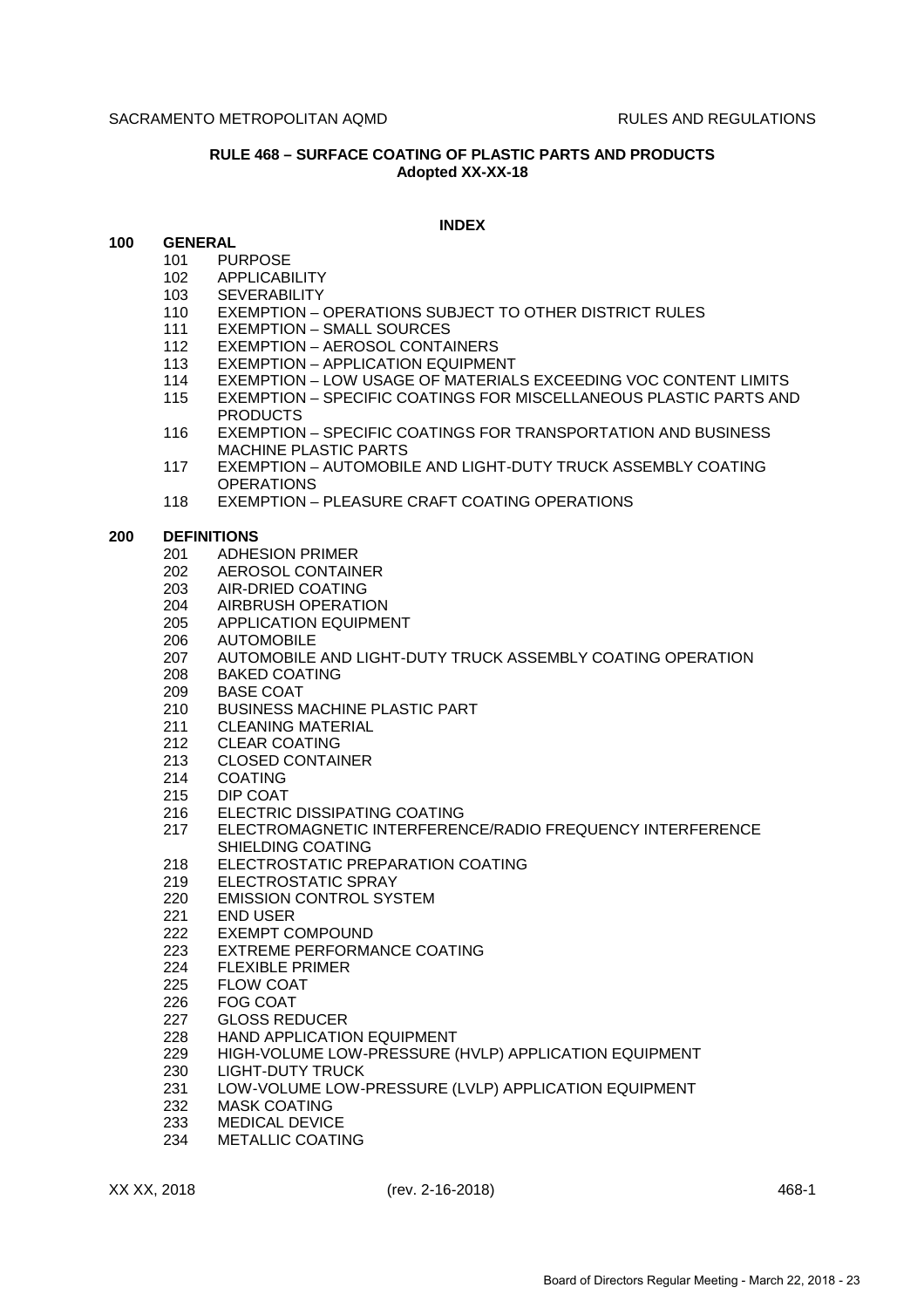SACRAMENTO METROPOLITAN AQMD RULES AND REGULATIONS

**RULE 468 – SURFACE COATING OF PLASTIC PARTS AND PRODUCTS**
**Adopted XX-XX-18**

**INDEX**

**100 GENERAL**

- 101 PURPOSE
- 102 APPLICABILITY
- 103 SEVERABILITY
- 110 EXEMPTION – OPERATIONS SUBJECT TO OTHER DISTRICT RULES
- 111 EXEMPTION – SMALL SOURCES
- 112 EXEMPTION – AEROSOL CONTAINERS
- 113 EXEMPTION – APPLICATION EQUIPMENT
- 114 EXEMPTION – LOW USAGE OF MATERIALS EXCEEDING VOC CONTENT LIMITS
- 115 EXEMPTION – SPECIFIC COATINGS FOR MISCELLANEOUS PLASTIC PARTS AND PRODUCTS
- 116 EXEMPTION – SPECIFIC COATINGS FOR TRANSPORTATION AND BUSINESS MACHINE PLASTIC PARTS
- 117 EXEMPTION – AUTOMOBILE AND LIGHT-DUTY TRUCK ASSEMBLY COATING OPERATIONS
- 118 EXEMPTION – PLEASURE CRAFT COATING OPERATIONS

**200 DEFINITIONS**

- 201 ADHESION PRIMER
- 202 AEROSOL CONTAINER
- 203 AIR-DRIED COATING
- 204 AIRBRUSH OPERATION
- 205 APPLICATION EQUIPMENT
- 206 AUTOMOBILE
- 207 AUTOMOBILE AND LIGHT-DUTY TRUCK ASSEMBLY COATING OPERATION
- 208 BAKED COATING
- 209 BASE COAT
- 210 BUSINESS MACHINE PLASTIC PART
- 211 CLEANING MATERIAL
- 212 CLEAR COATING
- 213 CLOSED CONTAINER
- 214 COATING
- 215 DIP COAT
- 216 ELECTRIC DISSIPATING COATING
- 217 ELECTROMAGNETIC INTERFERENCE/RADIO FREQUENCY INTERFERENCE SHIELDING COATING
- 218 ELECTROSTATIC PREPARATION COATING
- 219 ELECTROSTATIC SPRAY
- 220 EMISSION CONTROL SYSTEM
- 221 END USER
- 222 EXEMPT COMPOUND
- 223 EXTREME PERFORMANCE COATING
- 224 FLEXIBLE PRIMER
- 225 FLOW COAT
- 226 FOG COAT
- 227 GLOSS REDUCER
- 228 HAND APPLICATION EQUIPMENT
- 229 HIGH-VOLUME LOW-PRESSURE (HVLP) APPLICATION EQUIPMENT
- 230 LIGHT-DUTY TRUCK
- 231 LOW-VOLUME LOW-PRESSURE (LVLP) APPLICATION EQUIPMENT
- 232 MASK COATING
- 233 MEDICAL DEVICE
- 234 METALLIC COATING

XX XX, 2018 (rev. 2-16-2018)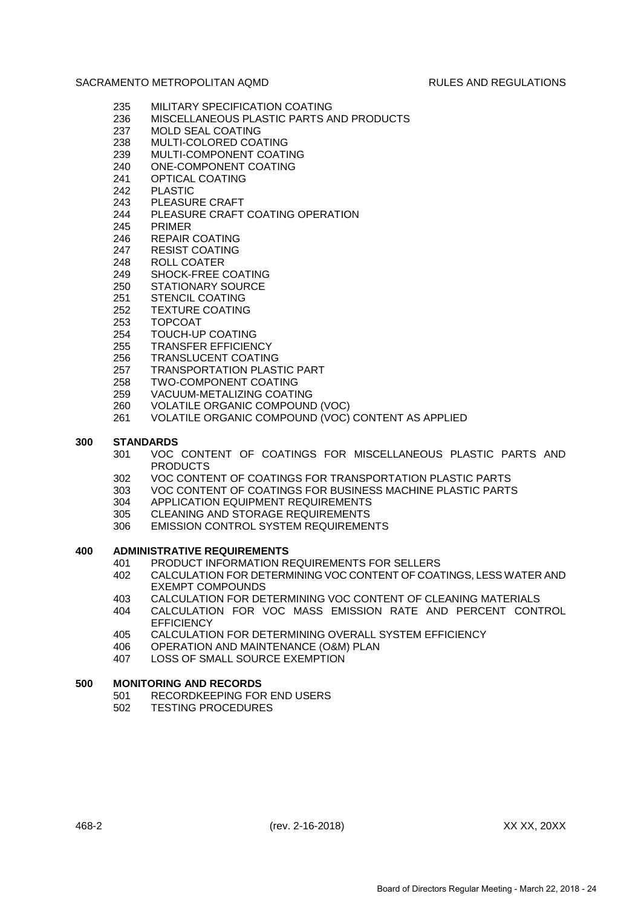- 235 MILITARY SPECIFICATION COATING
- 236 MISCELLANEOUS PLASTIC PARTS AND PRODUCTS
- 237 MOLD SEAL COATING
- 238 MULTI-COLORED COATING
- 239 MULTI-COMPONENT COATING
- 240 ONE-COMPONENT COATING
- 241 OPTICAL COATING
- 242 PLASTIC
- 243 PLEASURE CRAFT
- 244 PLEASURE CRAFT COATING OPERATION
- 245 PRIMER
- 246 REPAIR COATING
- 247 RESIST COATING
- 248 ROLL COATER
- 249 SHOCK-FREE COATING
- 250 STATIONARY SOURCE
- 251 STENCIL COATING
- 252 TEXTURE COATING
- 253 TOPCOAT
- 254 TOUCH-UP COATING
- 255 TRANSFER EFFICIENCY
- 256 TRANSLUCENT COATING
- 257 TRANSPORTATION PLASTIC PART
- 258 TWO-COMPONENT COATING
- 259 VACUUM-METALIZING COATING
- 260 VOLATILE ORGANIC COMPOUND (VOC)
- 261 VOLATILE ORGANIC COMPOUND (VOC) CONTENT AS APPLIED

**300 STANDARDS**

- 301 VOC CONTENT OF COATINGS FOR MISCELLANEOUS PLASTIC PARTS AND PRODUCTS
- 302 VOC CONTENT OF COATINGS FOR TRANSPORTATION PLASTIC PARTS
- 303 VOC CONTENT OF COATINGS FOR BUSINESS MACHINE PLASTIC PARTS
- 304 APPLICATION EQUIPMENT REQUIREMENTS
- 305 CLEANING AND STORAGE REQUIREMENTS
- 306 EMISSION CONTROL SYSTEM REQUIREMENTS

**400 ADMINISTRATIVE REQUIREMENTS**

- 401 PRODUCT INFORMATION REQUIREMENTS FOR SELLERS
- 402 CALCULATION FOR DETERMINING VOC CONTENT OF COATINGS, LESS WATER AND EXEMPT COMPOUNDS
- 403 CALCULATION FOR DETERMINING VOC CONTENT OF CLEANING MATERIALS
- 404 CALCULATION FOR VOC MASS EMISSION RATE AND PERCENT CONTROL EFFICIENCY
- 405 CALCULATION FOR DETERMINING OVERALL SYSTEM EFFICIENCY
- 406 OPERATION AND MAINTENANCE (O&M) PLAN
- 407 LOSS OF SMALL SOURCE EXEMPTION

**500 MONITORING AND RECORDS**

- 501 RECORDKEEPING FOR END USERS
- 502 TESTING PROCEDURES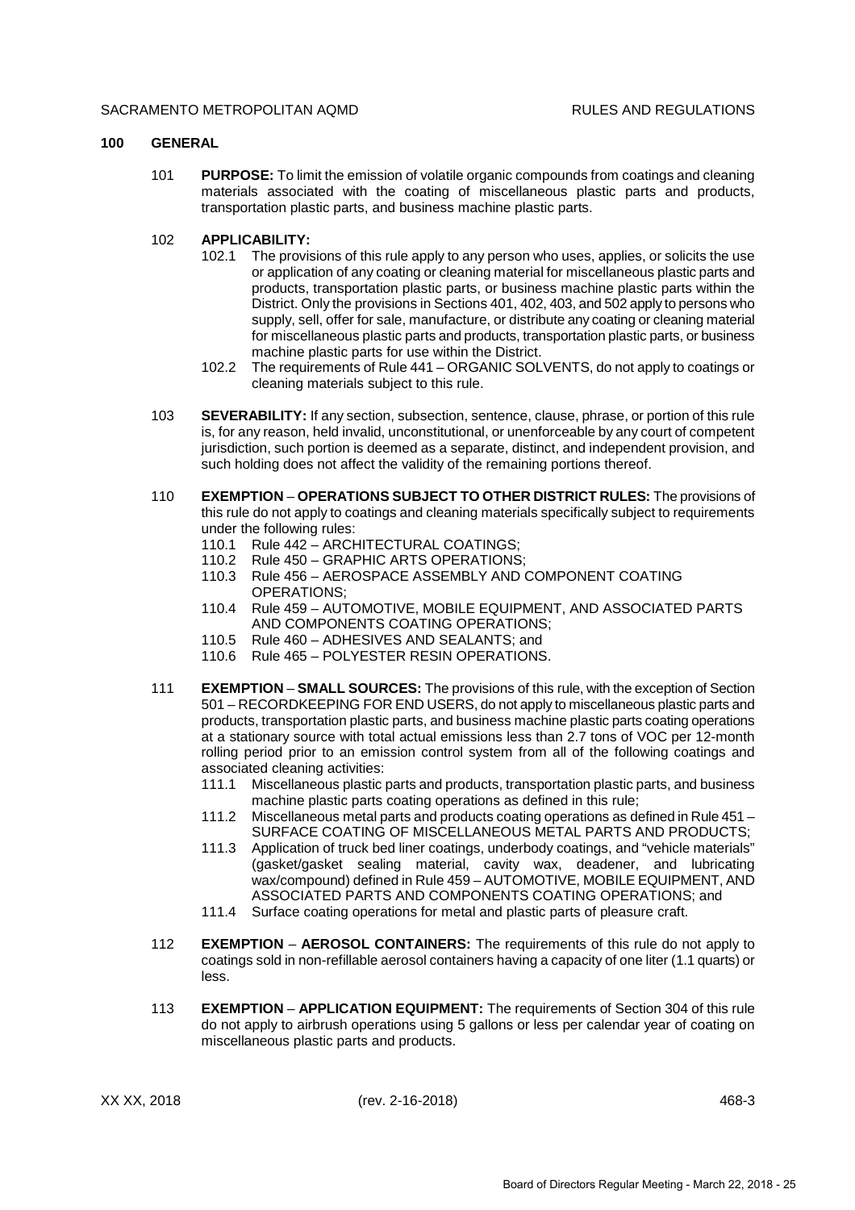## 100 GENERAL

101 **PURPOSE:** To limit the emission of volatile organic compounds from coatings and cleaning materials associated with the coating of miscellaneous plastic parts and products, transportation plastic parts, and business machine plastic parts.

102 **APPLICABILITY:**

102.1 The provisions of this rule apply to any person who uses, applies, or solicits the use or application of any coating or cleaning material for miscellaneous plastic parts and products, transportation plastic parts, or business machine plastic parts within the District. Only the provisions in Sections 401, 402, 403, and 502 apply to persons who supply, sell, offer for sale, manufacture, or distribute any coating or cleaning material for miscellaneous plastic parts and products, transportation plastic parts, or business machine plastic parts for use within the District.

102.2 The requirements of Rule 441 – ORGANIC SOLVENTS, do not apply to coatings or cleaning materials subject to this rule.

103 **SEVERABILITY:** If any section, subsection, sentence, clause, phrase, or portion of this rule is, for any reason, held invalid, unconstitutional, or unenforceable by any court of competent jurisdiction, such portion is deemed as a separate, distinct, and independent provision, and such holding does not affect the validity of the remaining portions thereof.

110 **EXEMPTION – OPERATIONS SUBJECT TO OTHER DISTRICT RULES:** The provisions of this rule do not apply to coatings and cleaning materials specifically subject to requirements under the following rules:

110.1 Rule 442 – ARCHITECTURAL COATINGS;

110.2 Rule 450 – GRAPHIC ARTS OPERATIONS;

110.3 Rule 456 – AEROSPACE ASSEMBLY AND COMPONENT COATING OPERATIONS;

110.4 Rule 459 – AUTOMOTIVE, MOBILE EQUIPMENT, AND ASSOCIATED PARTS AND COMPONENTS COATING OPERATIONS;

110.5 Rule 460 – ADHESIVES AND SEALANTS; and

110.6 Rule 465 – POLYESTER RESIN OPERATIONS.

111 **EXEMPTION – SMALL SOURCES:** The provisions of this rule, with the exception of Section 501 – RECORDKEEPING FOR END USERS, do not apply to miscellaneous plastic parts and products, transportation plastic parts, and business machine plastic parts coating operations at a stationary source with total actual emissions less than 2.7 tons of VOC per 12-month rolling period prior to an emission control system from all of the following coatings and associated cleaning activities:

111.1 Miscellaneous plastic parts and products, transportation plastic parts, and business machine plastic parts coating operations as defined in this rule;

111.2 Miscellaneous metal parts and products coating operations as defined in Rule 451 – SURFACE COATING OF MISCELLANEOUS METAL PARTS AND PRODUCTS;

111.3 Application of truck bed liner coatings, underbody coatings, and "vehicle materials" (gasket/gasket sealing material, cavity wax, deadener, and lubricating wax/compound) defined in Rule 459 – AUTOMOTIVE, MOBILE EQUIPMENT, AND ASSOCIATED PARTS AND COMPONENTS COATING OPERATIONS; and

111.4 Surface coating operations for metal and plastic parts of pleasure craft.

112 **EXEMPTION – AEROSOL CONTAINERS:** The requirements of this rule do not apply to coatings sold in non-refillable aerosol containers having a capacity of one liter (1.1 quarts) or less.

113 **EXEMPTION – APPLICATION EQUIPMENT:** The requirements of Section 304 of this rule do not apply to airbrush operations using 5 gallons or less per calendar year of coating on miscellaneous plastic parts and products.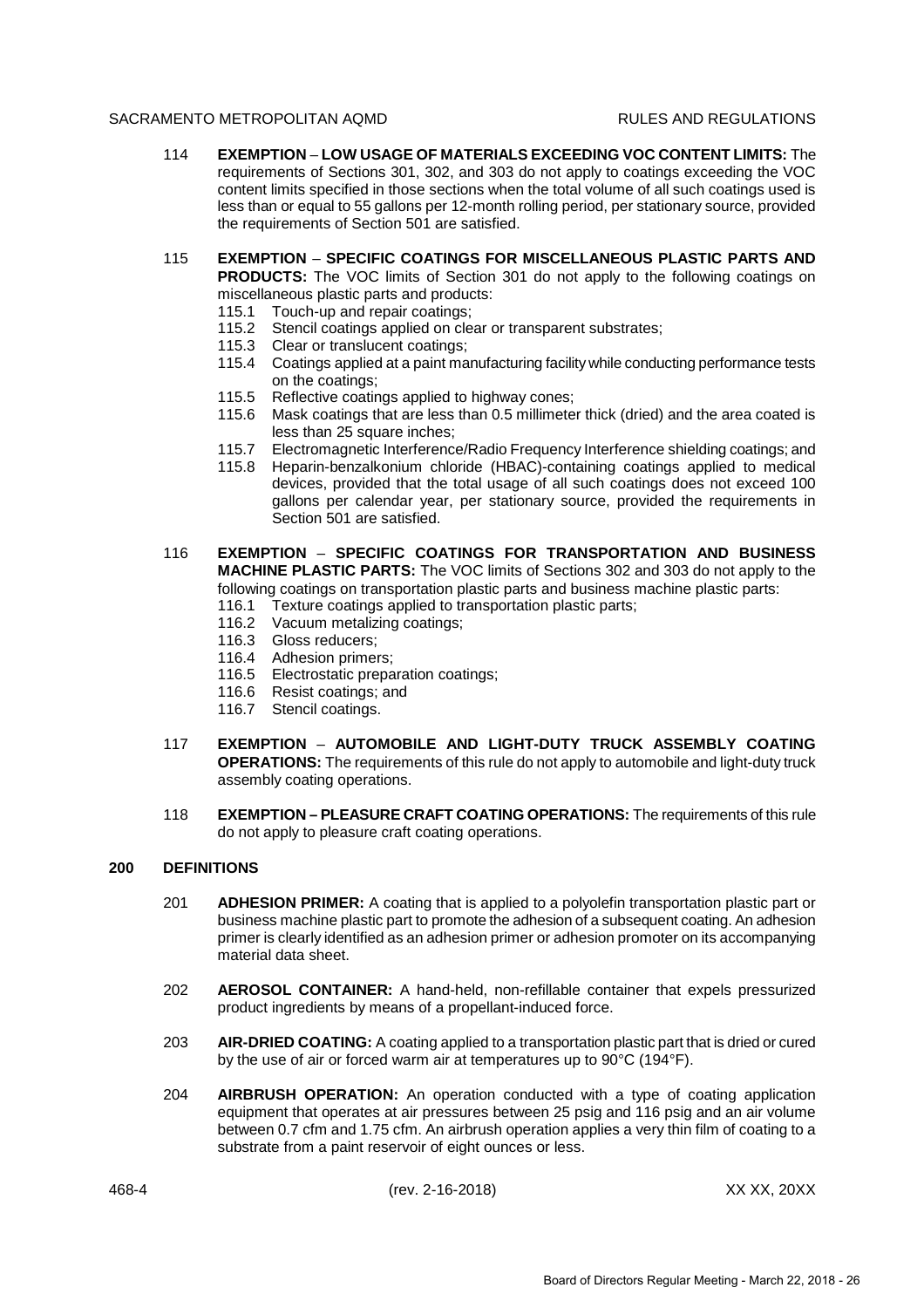114 **EXEMPTION – LOW USAGE OF MATERIALS EXCEEDING VOC CONTENT LIMITS:** The requirements of Sections 301, 302, and 303 do not apply to coatings exceeding the VOC content limits specified in those sections when the total volume of all such coatings used is less than or equal to 55 gallons per 12-month rolling period, per stationary source, provided the requirements of Section 501 are satisfied.

115 **EXEMPTION – SPECIFIC COATINGS FOR MISCELLANEOUS PLASTIC PARTS AND PRODUCTS:** The VOC limits of Section 301 do not apply to the following coatings on miscellaneous plastic parts and products:

- 115.1 Touch-up and repair coatings;
- 115.2 Stencil coatings applied on clear or transparent substrates;
- 115.3 Clear or translucent coatings;
- 115.4 Coatings applied at a paint manufacturing facility while conducting performance tests on the coatings;
- 115.5 Reflective coatings applied to highway cones;
- 115.6 Mask coatings that are less than 0.5 millimeter thick (dried) and the area coated is less than 25 square inches;
- 115.7 Electromagnetic Interference/Radio Frequency Interference shielding coatings; and
- 115.8 Heparin-benzalkonium chloride (HBAC)-containing coatings applied to medical devices, provided that the total usage of all such coatings does not exceed 100 gallons per calendar year, per stationary source, provided the requirements in Section 501 are satisfied.

116 **EXEMPTION – SPECIFIC COATINGS FOR TRANSPORTATION AND BUSINESS MACHINE PLASTIC PARTS:** The VOC limits of Sections 302 and 303 do not apply to the following coatings on transportation plastic parts and business machine plastic parts:

- 116.1 Texture coatings applied to transportation plastic parts;
- 116.2 Vacuum metalizing coatings;
- 116.3 Gloss reducers;
- 116.4 Adhesion primers;
- 116.5 Electrostatic preparation coatings;
- 116.6 Resist coatings; and
- 116.7 Stencil coatings.

117 **EXEMPTION – AUTOMOBILE AND LIGHT-DUTY TRUCK ASSEMBLY COATING OPERATIONS:** The requirements of this rule do not apply to automobile and light-duty truck assembly coating operations.

118 **EXEMPTION – PLEASURE CRAFT COATING OPERATIONS:** The requirements of this rule do not apply to pleasure craft coating operations.

## 200 DEFINITIONS

201 **ADHESION PRIMER:** A coating that is applied to a polyolefin transportation plastic part or business machine plastic part to promote the adhesion of a subsequent coating. An adhesion primer is clearly identified as an adhesion primer or adhesion promoter on its accompanying material data sheet.

202 **AEROSOL CONTAINER:** A hand-held, non-refillable container that expels pressurized product ingredients by means of a propellant-induced force.

203 **AIR-DRIED COATING:** A coating applied to a transportation plastic part that is dried or cured by the use of air or forced warm air at temperatures up to 90°C (194°F).

204 **AIRBRUSH OPERATION:** An operation conducted with a type of coating application equipment that operates at air pressures between 25 psig and 116 psig and an air volume between 0.7 cfm and 1.75 cfm. An airbrush operation applies a very thin film of coating to a substrate from a paint reservoir of eight ounces or less.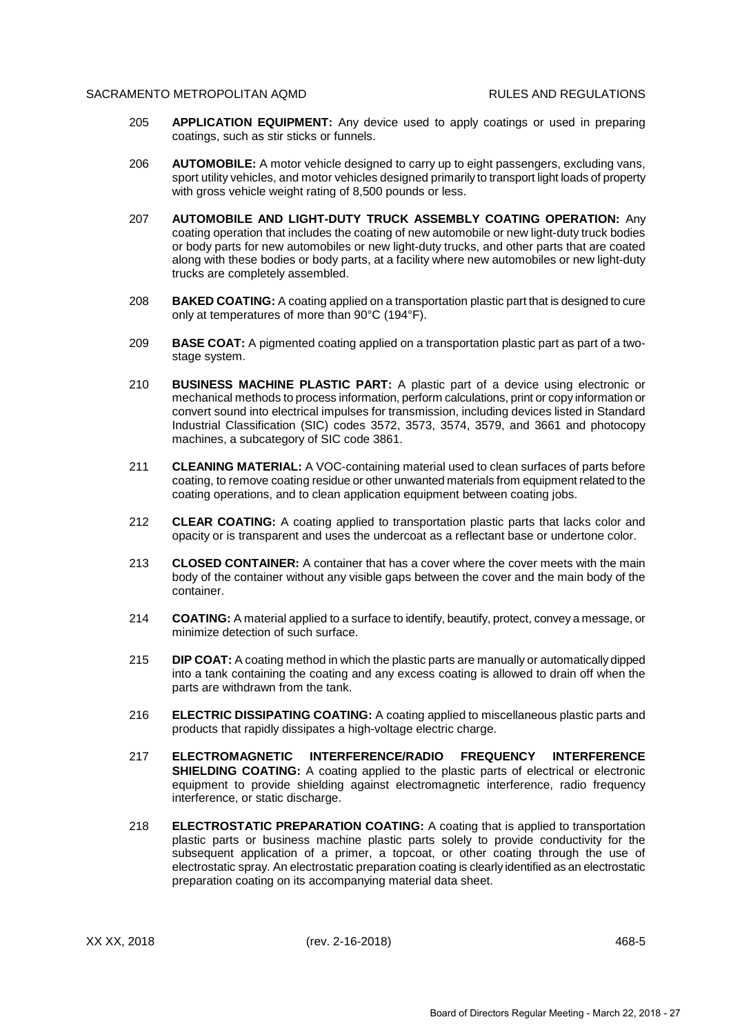205 **APPLICATION EQUIPMENT:** Any device used to apply coatings or used in preparing coatings, such as stir sticks or funnels.

206 **AUTOMOBILE:** A motor vehicle designed to carry up to eight passengers, excluding vans, sport utility vehicles, and motor vehicles designed primarily to transport light loads of property with gross vehicle weight rating of 8,500 pounds or less.

207 **AUTOMOBILE AND LIGHT-DUTY TRUCK ASSEMBLY COATING OPERATION:** Any coating operation that includes the coating of new automobile or new light-duty truck bodies or body parts for new automobiles or new light-duty trucks, and other parts that are coated along with these bodies or body parts, at a facility where new automobiles or new light-duty trucks are completely assembled.

208 **BAKED COATING:** A coating applied on a transportation plastic part that is designed to cure only at temperatures of more than 90°C (194°F).

209 **BASE COAT:** A pigmented coating applied on a transportation plastic part as part of a two-stage system.

210 **BUSINESS MACHINE PLASTIC PART:** A plastic part of a device using electronic or mechanical methods to process information, perform calculations, print or copy information or convert sound into electrical impulses for transmission, including devices listed in Standard Industrial Classification (SIC) codes 3572, 3573, 3574, 3579, and 3661 and photocopy machines, a subcategory of SIC code 3861.

211 **CLEANING MATERIAL:** A VOC-containing material used to clean surfaces of parts before coating, to remove coating residue or other unwanted materials from equipment related to the coating operations, and to clean application equipment between coating jobs.

212 **CLEAR COATING:** A coating applied to transportation plastic parts that lacks color and opacity or is transparent and uses the undercoat as a reflectant base or undertone color.

213 **CLOSED CONTAINER:** A container that has a cover where the cover meets with the main body of the container without any visible gaps between the cover and the main body of the container.

214 **COATING:** A material applied to a surface to identify, beautify, protect, convey a message, or minimize detection of such surface.

215 **DIP COAT:** A coating method in which the plastic parts are manually or automatically dipped into a tank containing the coating and any excess coating is allowed to drain off when the parts are withdrawn from the tank.

216 **ELECTRIC DISSIPATING COATING:** A coating applied to miscellaneous plastic parts and products that rapidly dissipates a high-voltage electric charge.

217 **ELECTROMAGNETIC INTERFERENCE/RADIO FREQUENCY INTERFERENCE SHIELDING COATING:** A coating applied to the plastic parts of electrical or electronic equipment to provide shielding against electromagnetic interference, radio frequency interference, or static discharge.

218 **ELECTROSTATIC PREPARATION COATING:** A coating that is applied to transportation plastic parts or business machine plastic parts solely to provide conductivity for the subsequent application of a primer, a topcoat, or other coating through the use of electrostatic spray. An electrostatic preparation coating is clearly identified as an electrostatic preparation coating on its accompanying material data sheet.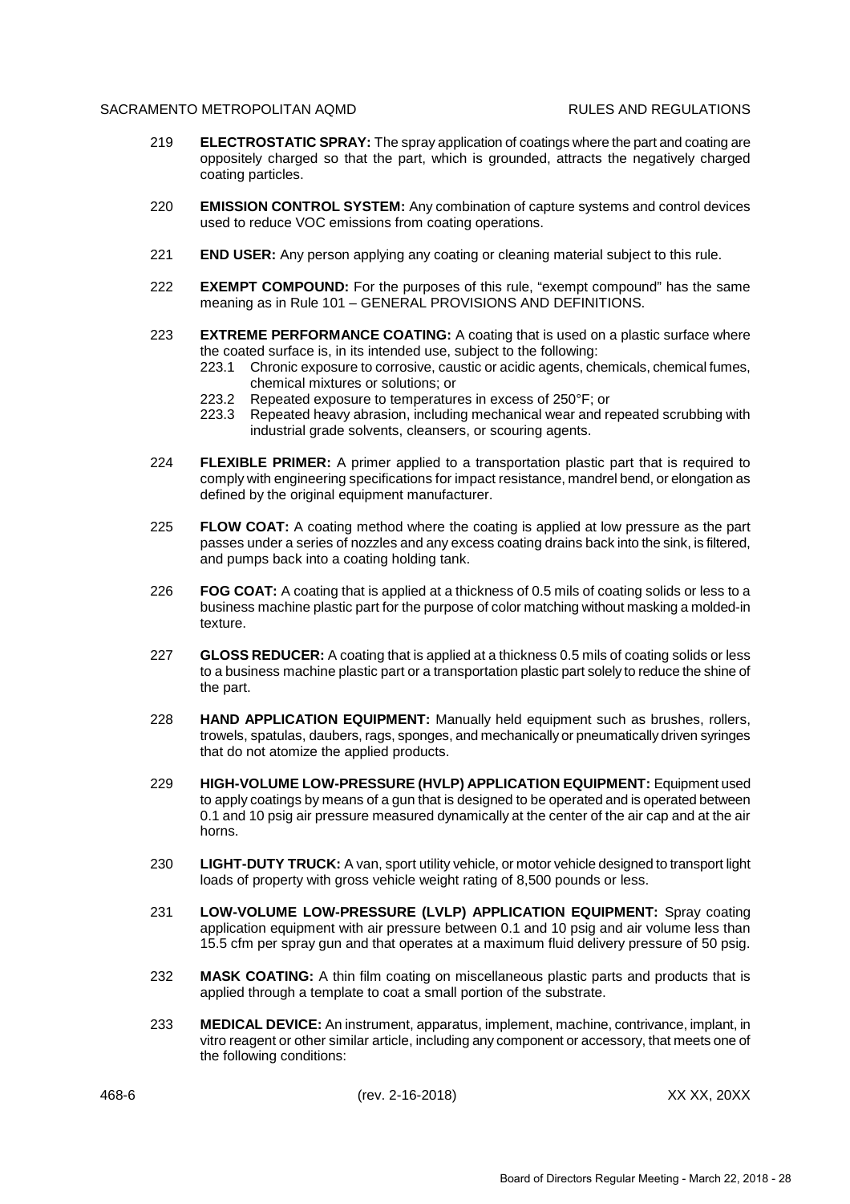219 **ELECTROSTATIC SPRAY:** The spray application of coatings where the part and coating are oppositely charged so that the part, which is grounded, attracts the negatively charged coating particles.

220 **EMISSION CONTROL SYSTEM:** Any combination of capture systems and control devices used to reduce VOC emissions from coating operations.

221 **END USER:** Any person applying any coating or cleaning material subject to this rule.

222 **EXEMPT COMPOUND:** For the purposes of this rule, "exempt compound" has the same meaning as in Rule 101 – GENERAL PROVISIONS AND DEFINITIONS.

223 **EXTREME PERFORMANCE COATING:** A coating that is used on a plastic surface where the coated surface is, in its intended use, subject to the following:

- 223.1 Chronic exposure to corrosive, caustic or acidic agents, chemicals, chemical fumes, chemical mixtures or solutions; or
- 223.2 Repeated exposure to temperatures in excess of 250°F; or
- 223.3 Repeated heavy abrasion, including mechanical wear and repeated scrubbing with industrial grade solvents, cleansers, or scouring agents.

224 **FLEXIBLE PRIMER:** A primer applied to a transportation plastic part that is required to comply with engineering specifications for impact resistance, mandrel bend, or elongation as defined by the original equipment manufacturer.

225 **FLOW COAT:** A coating method where the coating is applied at low pressure as the part passes under a series of nozzles and any excess coating drains back into the sink, is filtered, and pumps back into a coating holding tank.

226 **FOG COAT:** A coating that is applied at a thickness of 0.5 mils of coating solids or less to a business machine plastic part for the purpose of color matching without masking a molded-in texture.

227 **GLOSS REDUCER:** A coating that is applied at a thickness 0.5 mils of coating solids or less to a business machine plastic part or a transportation plastic part solely to reduce the shine of the part.

228 **HAND APPLICATION EQUIPMENT:** Manually held equipment such as brushes, rollers, trowels, spatulas, daubers, rags, sponges, and mechanically or pneumatically driven syringes that do not atomize the applied products.

229 **HIGH-VOLUME LOW-PRESSURE (HVLP) APPLICATION EQUIPMENT:** Equipment used to apply coatings by means of a gun that is designed to be operated and is operated between 0.1 and 10 psig air pressure measured dynamically at the center of the air cap and at the air horns.

230 **LIGHT-DUTY TRUCK:** A van, sport utility vehicle, or motor vehicle designed to transport light loads of property with gross vehicle weight rating of 8,500 pounds or less.

231 **LOW-VOLUME LOW-PRESSURE (LVLP) APPLICATION EQUIPMENT:** Spray coating application equipment with air pressure between 0.1 and 10 psig and air volume less than 15.5 cfm per spray gun and that operates at a maximum fluid delivery pressure of 50 psig.

232 **MASK COATING:** A thin film coating on miscellaneous plastic parts and products that is applied through a template to coat a small portion of the substrate.

233 **MEDICAL DEVICE:** An instrument, apparatus, implement, machine, contrivance, implant, in vitro reagent or other similar article, including any component or accessory, that meets one of the following conditions: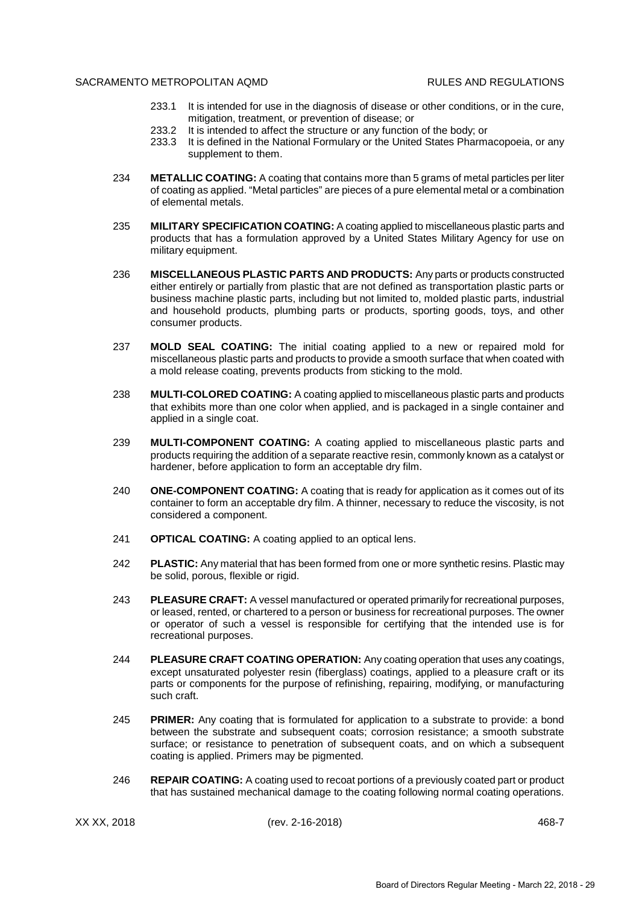233.1 It is intended for use in the diagnosis of disease or other conditions, or in the cure, mitigation, treatment, or prevention of disease; or

233.2 It is intended to affect the structure or any function of the body; or

233.3 It is defined in the National Formulary or the United States Pharmacopoeia, or any supplement to them.

234 **METALLIC COATING:** A coating that contains more than 5 grams of metal particles per liter of coating as applied. "Metal particles" are pieces of a pure elemental metal or a combination of elemental metals.

235 **MILITARY SPECIFICATION COATING:** A coating applied to miscellaneous plastic parts and products that has a formulation approved by a United States Military Agency for use on military equipment.

236 **MISCELLANEOUS PLASTIC PARTS AND PRODUCTS:** Any parts or products constructed either entirely or partially from plastic that are not defined as transportation plastic parts or business machine plastic parts, including but not limited to, molded plastic parts, industrial and household products, plumbing parts or products, sporting goods, toys, and other consumer products.

237 **MOLD SEAL COATING:** The initial coating applied to a new or repaired mold for miscellaneous plastic parts and products to provide a smooth surface that when coated with a mold release coating, prevents products from sticking to the mold.

238 **MULTI-COLORED COATING:** A coating applied to miscellaneous plastic parts and products that exhibits more than one color when applied, and is packaged in a single container and applied in a single coat.

239 **MULTI-COMPONENT COATING:** A coating applied to miscellaneous plastic parts and products requiring the addition of a separate reactive resin, commonly known as a catalyst or hardener, before application to form an acceptable dry film.

240 **ONE-COMPONENT COATING:** A coating that is ready for application as it comes out of its container to form an acceptable dry film. A thinner, necessary to reduce the viscosity, is not considered a component.

241 **OPTICAL COATING:** A coating applied to an optical lens.

242 **PLASTIC:** Any material that has been formed from one or more synthetic resins. Plastic may be solid, porous, flexible or rigid.

243 **PLEASURE CRAFT:** A vessel manufactured or operated primarily for recreational purposes, or leased, rented, or chartered to a person or business for recreational purposes. The owner or operator of such a vessel is responsible for certifying that the intended use is for recreational purposes.

244 **PLEASURE CRAFT COATING OPERATION:** Any coating operation that uses any coatings, except unsaturated polyester resin (fiberglass) coatings, applied to a pleasure craft or its parts or components for the purpose of refinishing, repairing, modifying, or manufacturing such craft.

245 **PRIMER:** Any coating that is formulated for application to a substrate to provide: a bond between the substrate and subsequent coats; corrosion resistance; a smooth substrate surface; or resistance to penetration of subsequent coats, and on which a subsequent coating is applied. Primers may be pigmented.

246 **REPAIR COATING:** A coating used to recoat portions of a previously coated part or product that has sustained mechanical damage to the coating following normal coating operations.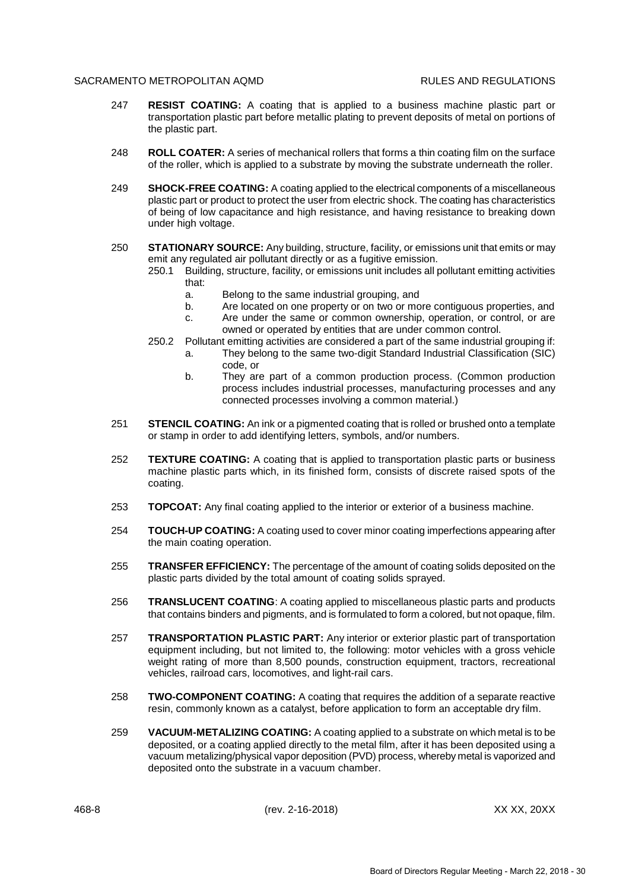247 **RESIST COATING:** A coating that is applied to a business machine plastic part or transportation plastic part before metallic plating to prevent deposits of metal on portions of the plastic part.

248 **ROLL COATER:** A series of mechanical rollers that forms a thin coating film on the surface of the roller, which is applied to a substrate by moving the substrate underneath the roller.

249 **SHOCK-FREE COATING:** A coating applied to the electrical components of a miscellaneous plastic part or product to protect the user from electric shock. The coating has characteristics of being of low capacitance and high resistance, and having resistance to breaking down under high voltage.

250 **STATIONARY SOURCE:** Any building, structure, facility, or emissions unit that emits or may emit any regulated air pollutant directly or as a fugitive emission.

- 250.1 Building, structure, facility, or emissions unit includes all pollutant emitting activities that:
  - a. Belong to the same industrial grouping, and
  - b. Are located on one property or on two or more contiguous properties, and
  - c. Are under the same or common ownership, operation, or control, or are owned or operated by entities that are under common control.
- 250.2 Pollutant emitting activities are considered a part of the same industrial grouping if:
  - a. They belong to the same two-digit Standard Industrial Classification (SIC) code, or
  - b. They are part of a common production process. (Common production process includes industrial processes, manufacturing processes and any connected processes involving a common material.)

251 **STENCIL COATING:** An ink or a pigmented coating that is rolled or brushed onto a template or stamp in order to add identifying letters, symbols, and/or numbers.

252 **TEXTURE COATING:** A coating that is applied to transportation plastic parts or business machine plastic parts which, in its finished form, consists of discrete raised spots of the coating.

253 **TOPCOAT:** Any final coating applied to the interior or exterior of a business machine.

254 **TOUCH-UP COATING:** A coating used to cover minor coating imperfections appearing after the main coating operation.

255 **TRANSFER EFFICIENCY:** The percentage of the amount of coating solids deposited on the plastic parts divided by the total amount of coating solids sprayed.

256 **TRANSLUCENT COATING**: A coating applied to miscellaneous plastic parts and products that contains binders and pigments, and is formulated to form a colored, but not opaque, film.

257 **TRANSPORTATION PLASTIC PART:** Any interior or exterior plastic part of transportation equipment including, but not limited to, the following: motor vehicles with a gross vehicle weight rating of more than 8,500 pounds, construction equipment, tractors, recreational vehicles, railroad cars, locomotives, and light-rail cars.

258 **TWO-COMPONENT COATING:** A coating that requires the addition of a separate reactive resin, commonly known as a catalyst, before application to form an acceptable dry film.

259 **VACUUM-METALIZING COATING:** A coating applied to a substrate on which metal is to be deposited, or a coating applied directly to the metal film, after it has been deposited using a vacuum metalizing/physical vapor deposition (PVD) process, whereby metal is vaporized and deposited onto the substrate in a vacuum chamber.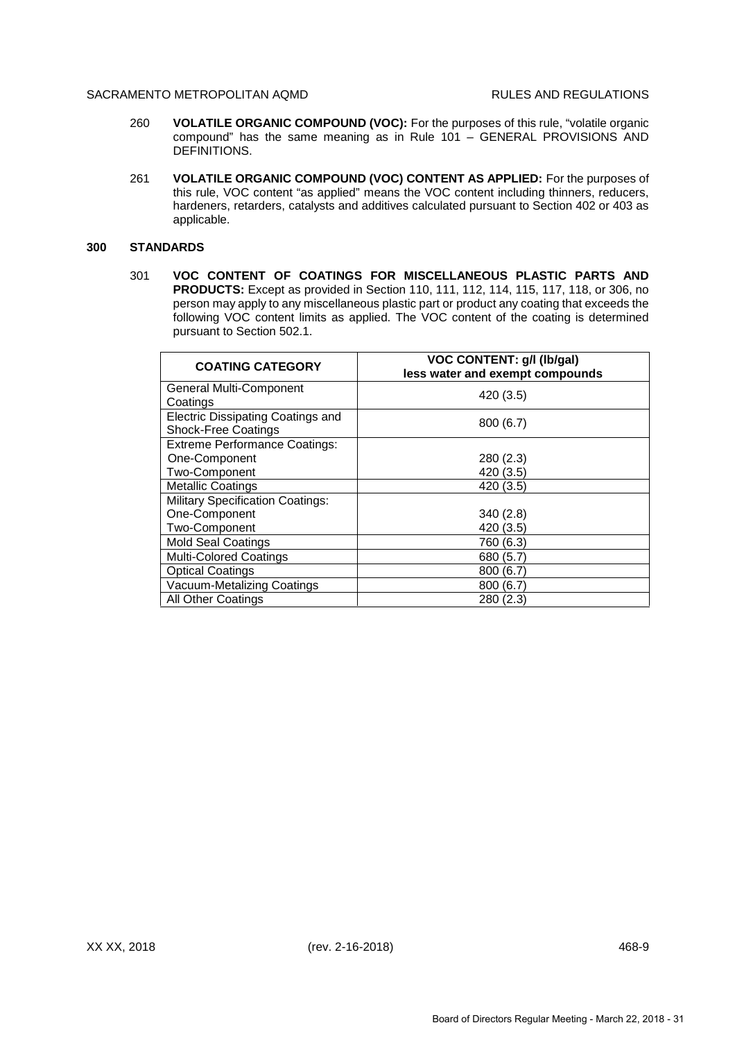260 **VOLATILE ORGANIC COMPOUND (VOC):** For the purposes of this rule, "volatile organic compound" has the same meaning as in Rule 101 – GENERAL PROVISIONS AND DEFINITIONS.

261 **VOLATILE ORGANIC COMPOUND (VOC) CONTENT AS APPLIED:** For the purposes of this rule, VOC content "as applied" means the VOC content including thinners, reducers, hardeners, retarders, catalysts and additives calculated pursuant to Section 402 or 403 as applicable.

## 300 STANDARDS

301 **VOC CONTENT OF COATINGS FOR MISCELLANEOUS PLASTIC PARTS AND PRODUCTS:** Except as provided in Section 110, 111, 112, 114, 115, 117, 118, or 306, no person may apply to any miscellaneous plastic part or product any coating that exceeds the following VOC content limits as applied. The VOC content of the coating is determined pursuant to Section 502.1.

| COATING CATEGORY | VOC CONTENT: g/l (lb/gal) less water and exempt compounds |
|---|---|
| General Multi-Component Coatings | 420 (3.5) |
| Electric Dissipating Coatings and Shock-Free Coatings | 800 (6.7) |
| Extreme Performance Coatings: | |
| One-Component | 280 (2.3) |
| Two-Component | 420 (3.5) |
| Metallic Coatings | 420 (3.5) |
| Military Specification Coatings: | |
| One-Component | 340 (2.8) |
| Two-Component | 420 (3.5) |
| Mold Seal Coatings | 760 (6.3) |
| Multi-Colored Coatings | 680 (5.7) |
| Optical Coatings | 800 (6.7) |
| Vacuum-Metalizing Coatings | 800 (6.7) |
| All Other Coatings | 280 (2.3) |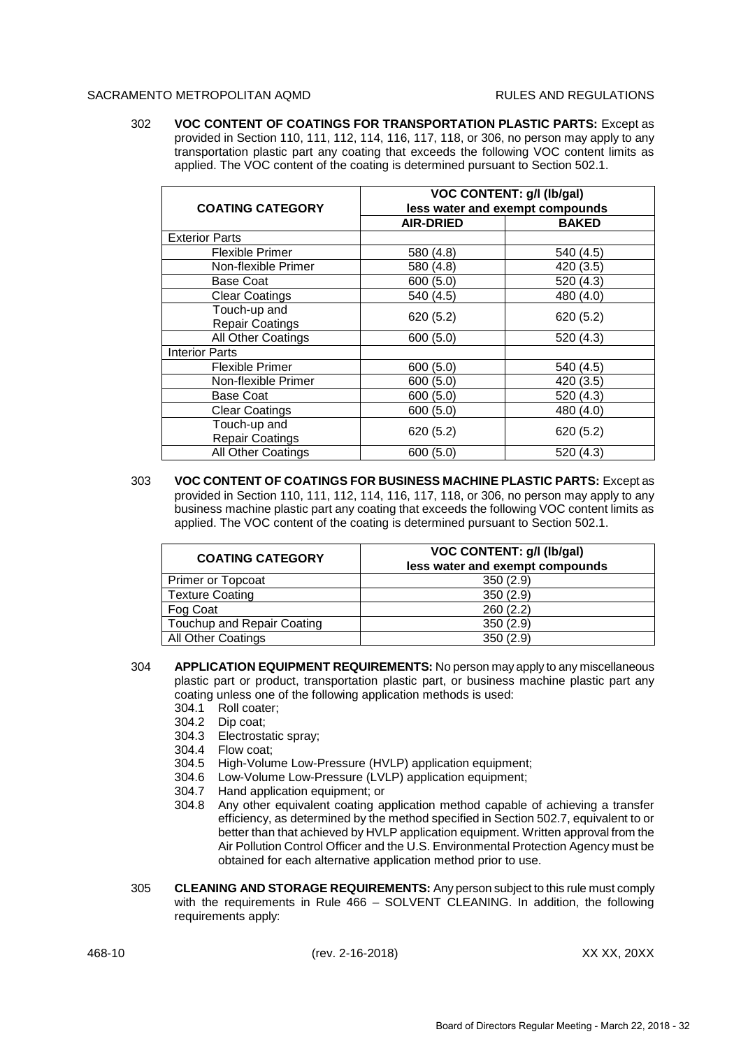302 **VOC CONTENT OF COATINGS FOR TRANSPORTATION PLASTIC PARTS:** Except as provided in Section 110, 111, 112, 114, 116, 117, 118, or 306, no person may apply to any transportation plastic part any coating that exceeds the following VOC content limits as applied. The VOC content of the coating is determined pursuant to Section 502.1.

| COATING CATEGORY | VOC CONTENT: g/l (lb/gal) less water and exempt compounds | |
|---|---|---|
| | **AIR-DRIED** | **BAKED** |
| Exterior Parts | | |
| Flexible Primer | 580 (4.8) | 540 (4.5) |
| Non-flexible Primer | 580 (4.8) | 420 (3.5) |
| Base Coat | 600 (5.0) | 520 (4.3) |
| Clear Coatings | 540 (4.5) | 480 (4.0) |
| Touch-up and Repair Coatings | 620 (5.2) | 620 (5.2) |
| All Other Coatings | 600 (5.0) | 520 (4.3) |
| Interior Parts | | |
| Flexible Primer | 600 (5.0) | 540 (4.5) |
| Non-flexible Primer | 600 (5.0) | 420 (3.5) |
| Base Coat | 600 (5.0) | 520 (4.3) |
| Clear Coatings | 600 (5.0) | 480 (4.0) |
| Touch-up and Repair Coatings | 620 (5.2) | 620 (5.2) |
| All Other Coatings | 600 (5.0) | 520 (4.3) |

303 **VOC CONTENT OF COATINGS FOR BUSINESS MACHINE PLASTIC PARTS:** Except as provided in Section 110, 111, 112, 114, 116, 117, 118, or 306, no person may apply to any business machine plastic part any coating that exceeds the following VOC content limits as applied. The VOC content of the coating is determined pursuant to Section 502.1.

| COATING CATEGORY | VOC CONTENT: g/l (lb/gal) less water and exempt compounds |
|---|---|
| Primer or Topcoat | 350 (2.9) |
| Texture Coating | 350 (2.9) |
| Fog Coat | 260 (2.2) |
| Touchup and Repair Coating | 350 (2.9) |
| All Other Coatings | 350 (2.9) |

304 **APPLICATION EQUIPMENT REQUIREMENTS:** No person may apply to any miscellaneous plastic part or product, transportation plastic part, or business machine plastic part any coating unless one of the following application methods is used:

304.1 Roll coater;

304.2 Dip coat;

304.3 Electrostatic spray;

304.4 Flow coat;

304.5 High-Volume Low-Pressure (HVLP) application equipment;

304.6 Low-Volume Low-Pressure (LVLP) application equipment;

304.7 Hand application equipment; or

304.8 Any other equivalent coating application method capable of achieving a transfer efficiency, as determined by the method specified in Section 502.7, equivalent to or better than that achieved by HVLP application equipment. Written approval from the Air Pollution Control Officer and the U.S. Environmental Protection Agency must be obtained for each alternative application method prior to use.

305 **CLEANING AND STORAGE REQUIREMENTS:** Any person subject to this rule must comply with the requirements in Rule 466 – SOLVENT CLEANING. In addition, the following requirements apply: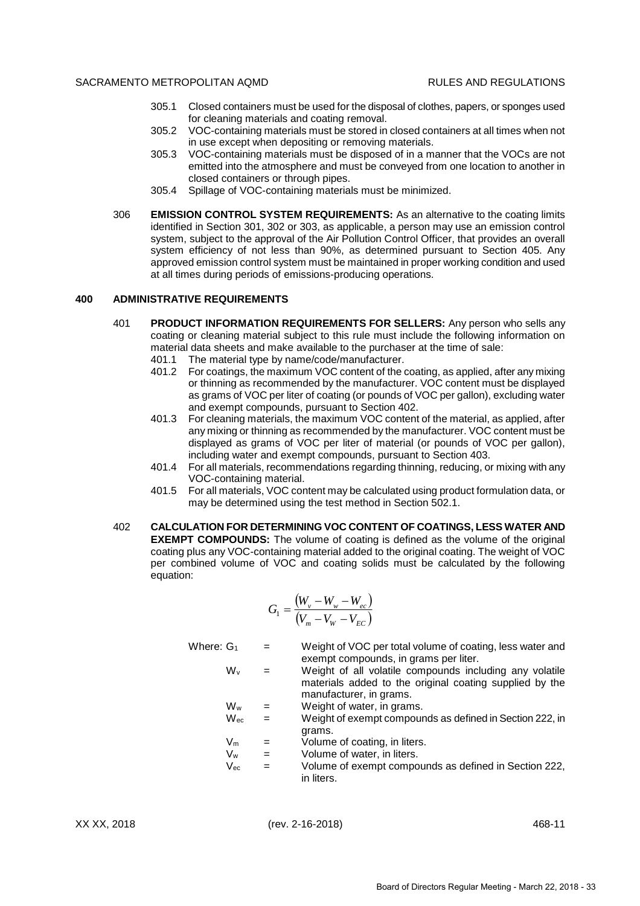305.1 Closed containers must be used for the disposal of clothes, papers, or sponges used for cleaning materials and coating removal.

305.2 VOC-containing materials must be stored in closed containers at all times when not in use except when depositing or removing materials.

305.3 VOC-containing materials must be disposed of in a manner that the VOCs are not emitted into the atmosphere and must be conveyed from one location to another in closed containers or through pipes.

305.4 Spillage of VOC-containing materials must be minimized.

306 **EMISSION CONTROL SYSTEM REQUIREMENTS:** As an alternative to the coating limits identified in Section 301, 302 or 303, as applicable, a person may use an emission control system, subject to the approval of the Air Pollution Control Officer, that provides an overall system efficiency of not less than 90%, as determined pursuant to Section 405. Any approved emission control system must be maintained in proper working condition and used at all times during periods of emissions-producing operations.

## 400 ADMINISTRATIVE REQUIREMENTS

401 **PRODUCT INFORMATION REQUIREMENTS FOR SELLERS:** Any person who sells any coating or cleaning material subject to this rule must include the following information on material data sheets and make available to the purchaser at the time of sale:

401.1 The material type by name/code/manufacturer.

401.2 For coatings, the maximum VOC content of the coating, as applied, after any mixing or thinning as recommended by the manufacturer. VOC content must be displayed as grams of VOC per liter of coating (or pounds of VOC per gallon), excluding water and exempt compounds, pursuant to Section 402.

401.3 For cleaning materials, the maximum VOC content of the material, as applied, after any mixing or thinning as recommended by the manufacturer. VOC content must be displayed as grams of VOC per liter of material (or pounds of VOC per gallon), including water and exempt compounds, pursuant to Section 403.

401.4 For all materials, recommendations regarding thinning, reducing, or mixing with any VOC-containing material.

401.5 For all materials, VOC content may be calculated using product formulation data, or may be determined using the test method in Section 502.1.

402 **CALCULATION FOR DETERMINING VOC CONTENT OF COATINGS, LESS WATER AND EXEMPT COMPOUNDS:** The volume of coating is defined as the volume of the original coating plus any VOC-containing material added to the original coating. The weight of VOC per combined volume of VOC and coating solids must be calculated by the following equation:

$$G_1 = \frac{(W_v - W_w - W_{ec})}{(V_m - V_W - V_{EC})}$$

Where:

| | | |
|---|---|---|
| $G_1$ | = | Weight of VOC per total volume of coating, less water and exempt compounds, in grams per liter. |
| $W_v$ | = | Weight of all volatile compounds including any volatile materials added to the original coating supplied by the manufacturer, in grams. |
| $W_w$ | = | Weight of water, in grams. |
| $W_{ec}$ | = | Weight of exempt compounds as defined in Section 222, in grams. |
| $V_m$ | = | Volume of coating, in liters. |
| $V_w$ | = | Volume of water, in liters. |
| $V_{ec}$ | = | Volume of exempt compounds as defined in Section 222, in liters. |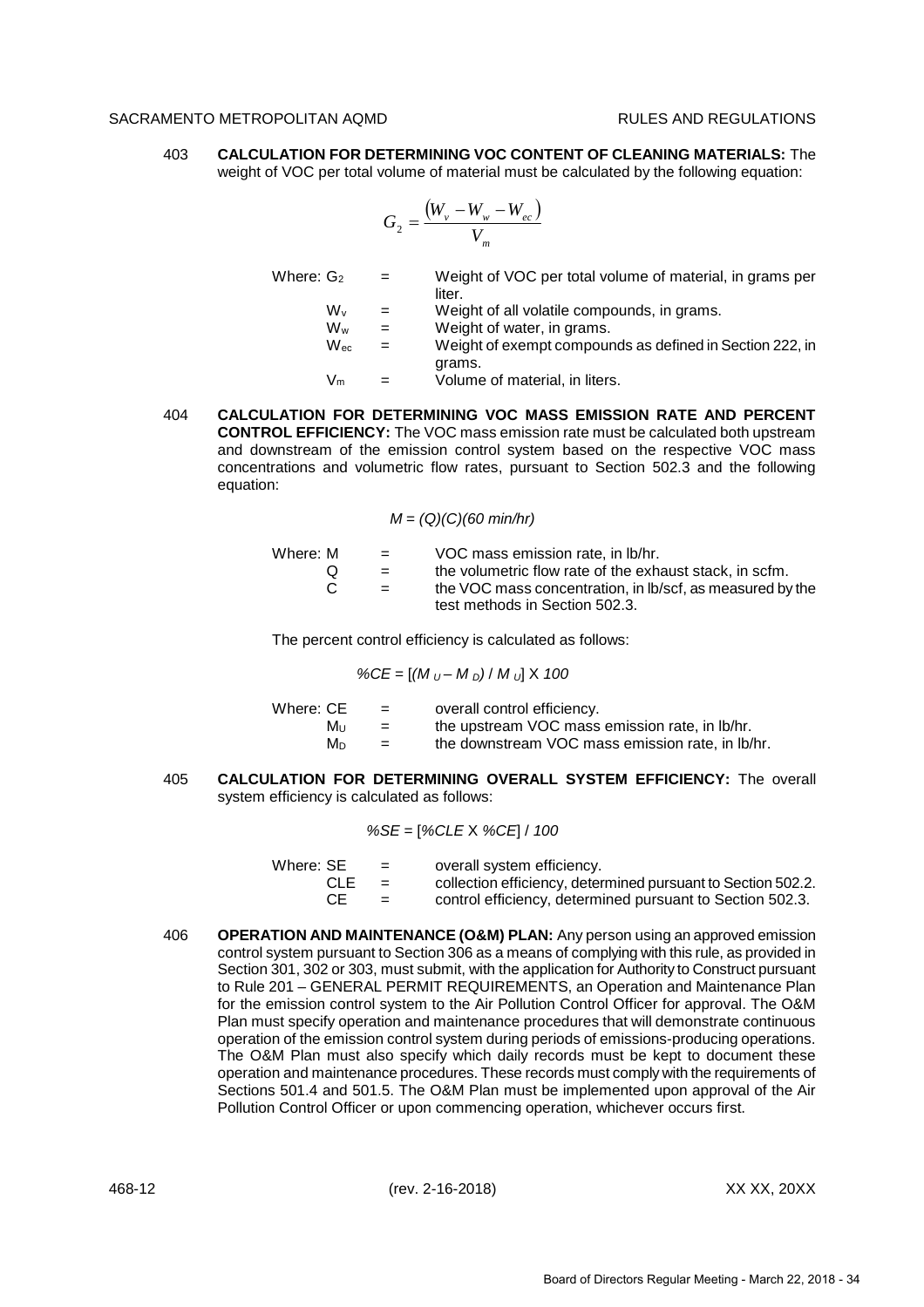403 **CALCULATION FOR DETERMINING VOC CONTENT OF CLEANING MATERIALS:** The weight of VOC per total volume of material must be calculated by the following equation:

$$G_2 = \frac{(W_v - W_w - W_{ec})}{V_m}$$

Where: $G_2$ = Weight of VOC per total volume of material, in grams per liter.
$W_v$ = Weight of all volatile compounds, in grams.
$W_w$ = Weight of water, in grams.
$W_{ec}$ = Weight of exempt compounds as defined in Section 222, in grams.
$V_m$ = Volume of material, in liters.

404 **CALCULATION FOR DETERMINING VOC MASS EMISSION RATE AND PERCENT CONTROL EFFICIENCY:** The VOC mass emission rate must be calculated both upstream and downstream of the emission control system based on the respective VOC mass concentrations and volumetric flow rates, pursuant to Section 502.3 and the following equation:

$$M = (Q)(C)(60 \text{ min/hr})$$

Where: M = VOC mass emission rate, in lb/hr.
Q = the volumetric flow rate of the exhaust stack, in scfm.
C = the VOC mass concentration, in lb/scf, as measured by the test methods in Section 502.3.

The percent control efficiency is calculated as follows:

$$\%CE = [(M_U - M_D) / M_U] \times 100$$

Where: CE = overall control efficiency.
$M_U$ = the upstream VOC mass emission rate, in lb/hr.
$M_D$ = the downstream VOC mass emission rate, in lb/hr.

405 **CALCULATION FOR DETERMINING OVERALL SYSTEM EFFICIENCY:** The overall system efficiency is calculated as follows:

$$\%SE = [\%CLE \times \%CE] / 100$$

Where: SE = overall system efficiency.
CLE = collection efficiency, determined pursuant to Section 502.2.
CE = control efficiency, determined pursuant to Section 502.3.

406 **OPERATION AND MAINTENANCE (O&M) PLAN:** Any person using an approved emission control system pursuant to Section 306 as a means of complying with this rule, as provided in Section 301, 302 or 303, must submit, with the application for Authority to Construct pursuant to Rule 201 – GENERAL PERMIT REQUIREMENTS, an Operation and Maintenance Plan for the emission control system to the Air Pollution Control Officer for approval. The O&M Plan must specify operation and maintenance procedures that will demonstrate continuous operation of the emission control system during periods of emissions-producing operations. The O&M Plan must also specify which daily records must be kept to document these operation and maintenance procedures. These records must comply with the requirements of Sections 501.4 and 501.5. The O&M Plan must be implemented upon approval of the Air Pollution Control Officer or upon commencing operation, whichever occurs first.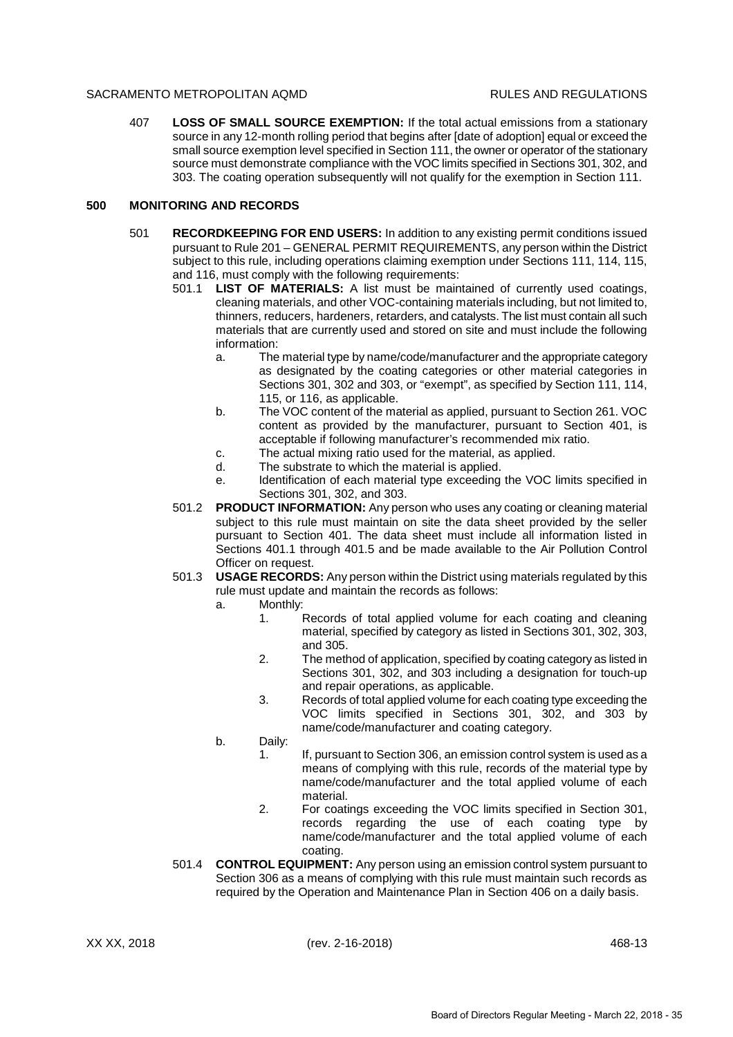407 **LOSS OF SMALL SOURCE EXEMPTION:** If the total actual emissions from a stationary source in any 12-month rolling period that begins after [date of adoption] equal or exceed the small source exemption level specified in Section 111, the owner or operator of the stationary source must demonstrate compliance with the VOC limits specified in Sections 301, 302, and 303. The coating operation subsequently will not qualify for the exemption in Section 111.

## 500 MONITORING AND RECORDS

501 **RECORDKEEPING FOR END USERS:** In addition to any existing permit conditions issued pursuant to Rule 201 – GENERAL PERMIT REQUIREMENTS, any person within the District subject to this rule, including operations claiming exemption under Sections 111, 114, 115, and 116, must comply with the following requirements:

501.1 **LIST OF MATERIALS:** A list must be maintained of currently used coatings, cleaning materials, and other VOC-containing materials including, but not limited to, thinners, reducers, hardeners, retarders, and catalysts. The list must contain all such materials that are currently used and stored on site and must include the following information:

- a. The material type by name/code/manufacturer and the appropriate category as designated by the coating categories or other material categories in Sections 301, 302 and 303, or "exempt", as specified by Section 111, 114, 115, or 116, as applicable.
- b. The VOC content of the material as applied, pursuant to Section 261. VOC content as provided by the manufacturer, pursuant to Section 401, is acceptable if following manufacturer's recommended mix ratio.
- c. The actual mixing ratio used for the material, as applied.
- d. The substrate to which the material is applied.
- e. Identification of each material type exceeding the VOC limits specified in Sections 301, 302, and 303.

501.2 **PRODUCT INFORMATION:** Any person who uses any coating or cleaning material subject to this rule must maintain on site the data sheet provided by the seller pursuant to Section 401. The data sheet must include all information listed in Sections 401.1 through 401.5 and be made available to the Air Pollution Control Officer on request.

501.3 **USAGE RECORDS:** Any person within the District using materials regulated by this rule must update and maintain the records as follows:

- a. Monthly:
  1. Records of total applied volume for each coating and cleaning material, specified by category as listed in Sections 301, 302, 303, and 305.
  2. The method of application, specified by coating category as listed in Sections 301, 302, and 303 including a designation for touch-up and repair operations, as applicable.
  3. Records of total applied volume for each coating type exceeding the VOC limits specified in Sections 301, 302, and 303 by name/code/manufacturer and coating category.
- b. Daily:
  1. If, pursuant to Section 306, an emission control system is used as a means of complying with this rule, records of the material type by name/code/manufacturer and the total applied volume of each material.
  2. For coatings exceeding the VOC limits specified in Section 301, records regarding the use of each coating type by name/code/manufacturer and the total applied volume of each coating.

501.4 **CONTROL EQUIPMENT:** Any person using an emission control system pursuant to Section 306 as a means of complying with this rule must maintain such records as required by the Operation and Maintenance Plan in Section 406 on a daily basis.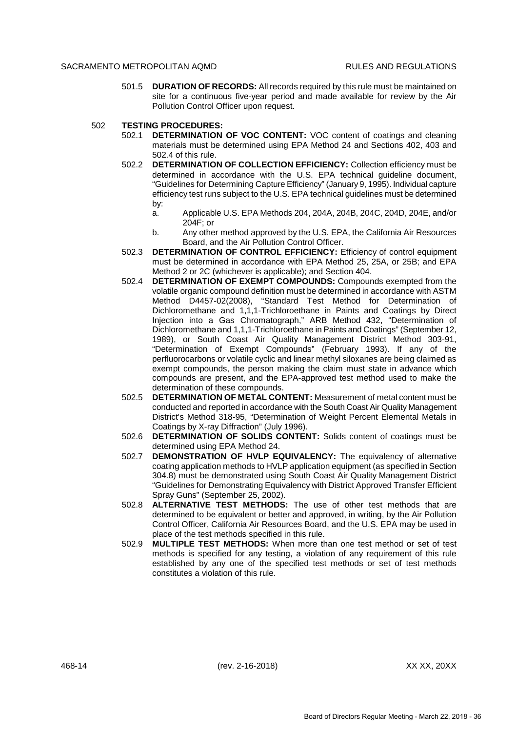501.5 **DURATION OF RECORDS:** All records required by this rule must be maintained on site for a continuous five-year period and made available for review by the Air Pollution Control Officer upon request.

502 **TESTING PROCEDURES:**

502.1 **DETERMINATION OF VOC CONTENT:** VOC content of coatings and cleaning materials must be determined using EPA Method 24 and Sections 402, 403 and 502.4 of this rule.

502.2 **DETERMINATION OF COLLECTION EFFICIENCY:** Collection efficiency must be determined in accordance with the U.S. EPA technical guideline document, "Guidelines for Determining Capture Efficiency" (January 9, 1995). Individual capture efficiency test runs subject to the U.S. EPA technical guidelines must be determined by:

a. Applicable U.S. EPA Methods 204, 204A, 204B, 204C, 204D, 204E, and/or 204F; or

b. Any other method approved by the U.S. EPA, the California Air Resources Board, and the Air Pollution Control Officer.

502.3 **DETERMINATION OF CONTROL EFFICIENCY:** Efficiency of control equipment must be determined in accordance with EPA Method 25, 25A, or 25B; and EPA Method 2 or 2C (whichever is applicable); and Section 404.

502.4 **DETERMINATION OF EXEMPT COMPOUNDS:** Compounds exempted from the volatile organic compound definition must be determined in accordance with ASTM Method D4457-02(2008), "Standard Test Method for Determination of Dichloromethane and 1,1,1-Trichloroethane in Paints and Coatings by Direct Injection into a Gas Chromatograph," ARB Method 432, "Determination of Dichloromethane and 1,1,1-Trichloroethane in Paints and Coatings" (September 12, 1989), or South Coast Air Quality Management District Method 303-91, "Determination of Exempt Compounds" (February 1993). If any of the perfluorocarbons or volatile cyclic and linear methyl siloxanes are being claimed as exempt compounds, the person making the claim must state in advance which compounds are present, and the EPA-approved test method used to make the determination of these compounds.

502.5 **DETERMINATION OF METAL CONTENT:** Measurement of metal content must be conducted and reported in accordance with the South Coast Air Quality Management District's Method 318-95, "Determination of Weight Percent Elemental Metals in Coatings by X-ray Diffraction" (July 1996).

502.6 **DETERMINATION OF SOLIDS CONTENT:** Solids content of coatings must be determined using EPA Method 24.

502.7 **DEMONSTRATION OF HVLP EQUIVALENCY:** The equivalency of alternative coating application methods to HVLP application equipment (as specified in Section 304.8) must be demonstrated using South Coast Air Quality Management District "Guidelines for Demonstrating Equivalency with District Approved Transfer Efficient Spray Guns" (September 25, 2002).

502.8 **ALTERNATIVE TEST METHODS:** The use of other test methods that are determined to be equivalent or better and approved, in writing, by the Air Pollution Control Officer, California Air Resources Board, and the U.S. EPA may be used in place of the test methods specified in this rule.

502.9 **MULTIPLE TEST METHODS:** When more than one test method or set of test methods is specified for any testing, a violation of any requirement of this rule established by any one of the specified test methods or set of test methods constitutes a violation of this rule.